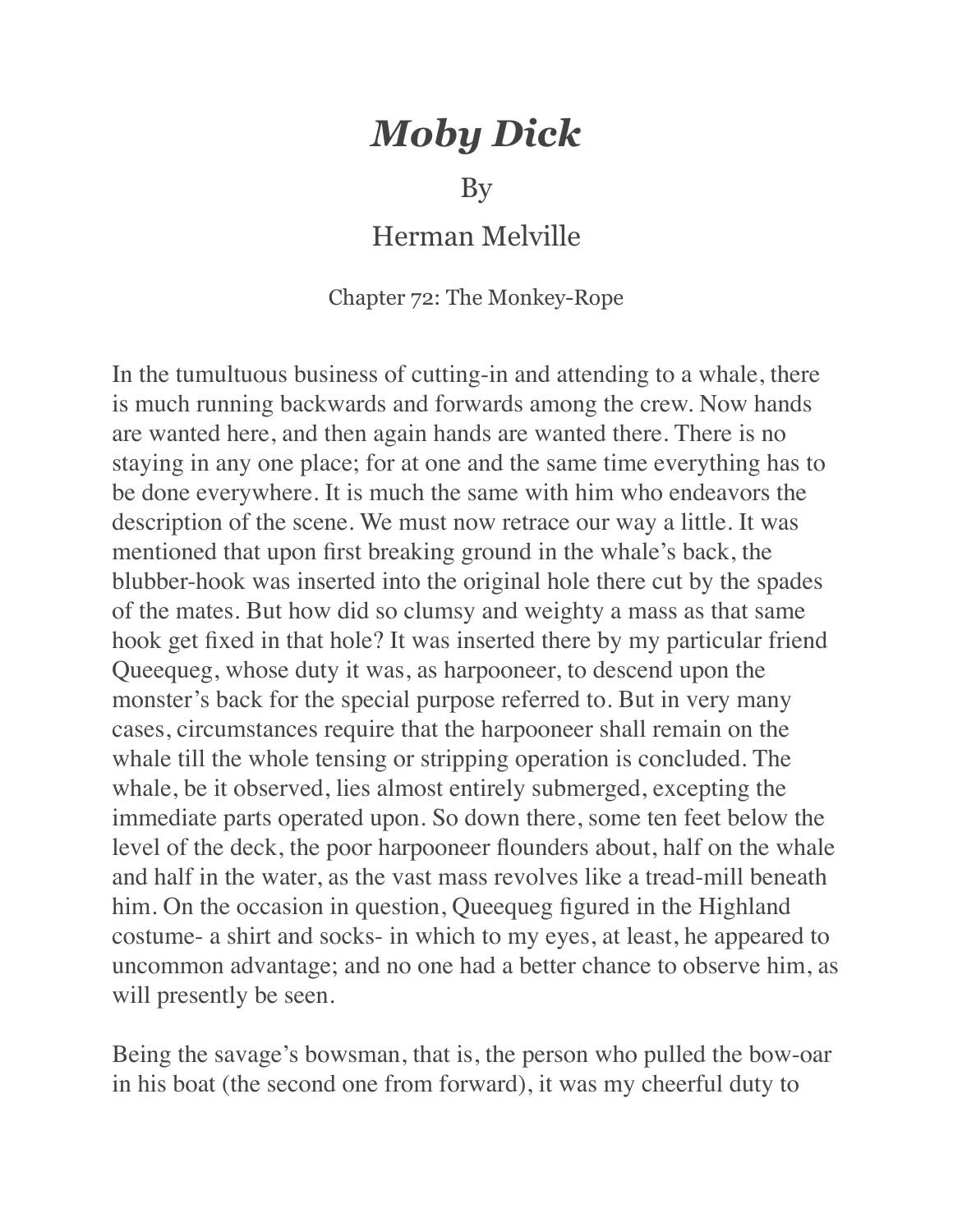# *Moby Dick*

By

Herman Melville

Chapter 72: The Monkey-Rope

In the tumultuous business of cutting-in and attending to a whale, there is much running backwards and forwards among the crew. Now hands are wanted here, and then again hands are wanted there. There is no staying in any one place; for at one and the same time everything has to be done everywhere. It is much the same with him who endeavors the description of the scene. We must now retrace our way a little. It was mentioned that upon first breaking ground in the whale's back, the blubber-hook was inserted into the original hole there cut by the spades of the mates. But how did so clumsy and weighty a mass as that same hook get fixed in that hole? It was inserted there by my particular friend Queequeg, whose duty it was, as harpooneer, to descend upon the monster's back for the special purpose referred to. But in very many cases, circumstances require that the harpooneer shall remain on the whale till the whole tensing or stripping operation is concluded. The whale, be it observed, lies almost entirely submerged, excepting the immediate parts operated upon. So down there, some ten feet below the level of the deck, the poor harpooneer flounders about, half on the whale and half in the water, as the vast mass revolves like a tread-mill beneath him. On the occasion in question, Queequeg figured in the Highland costume- a shirt and socks- in which to my eyes, at least, he appeared to uncommon advantage; and no one had a better chance to observe him, as will presently be seen.

Being the savage's bowsman, that is, the person who pulled the bow-oar in his boat (the second one from forward), it was my cheerful duty to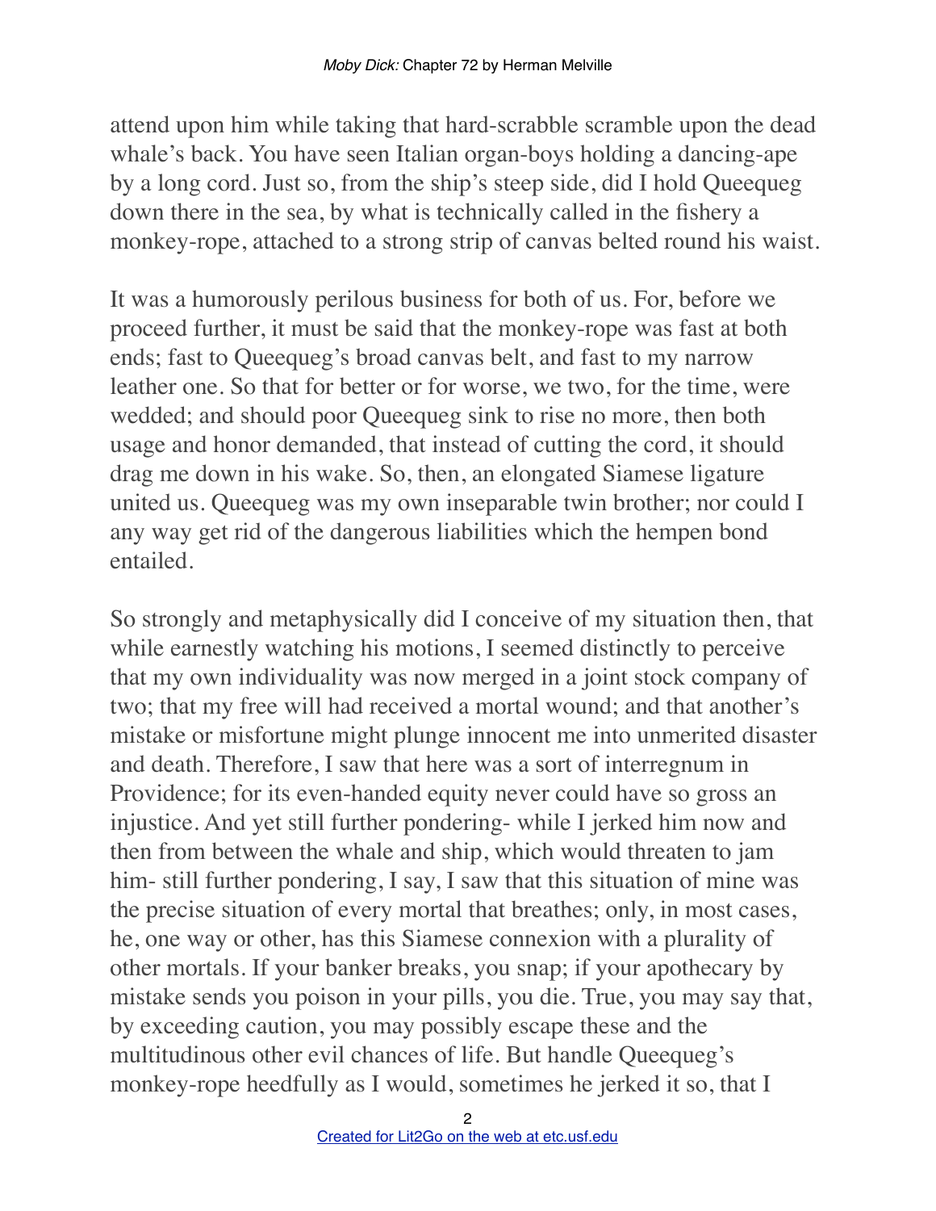attend upon him while taking that hard-scrabble scramble upon the dead whale's back. You have seen Italian organ-boys holding a dancing-ape by a long cord. Just so, from the ship's steep side, did I hold Queequeg down there in the sea, by what is technically called in the fishery a monkey-rope, attached to a strong strip of canvas belted round his waist.

It was a humorously perilous business for both of us. For, before we proceed further, it must be said that the monkey-rope was fast at both ends; fast to Queequeg's broad canvas belt, and fast to my narrow leather one. So that for better or for worse, we two, for the time, were wedded; and should poor Queequeg sink to rise no more, then both usage and honor demanded, that instead of cutting the cord, it should drag me down in his wake. So, then, an elongated Siamese ligature united us. Queequeg was my own inseparable twin brother; nor could I any way get rid of the dangerous liabilities which the hempen bond entailed.

So strongly and metaphysically did I conceive of my situation then, that while earnestly watching his motions, I seemed distinctly to perceive that my own individuality was now merged in a joint stock company of two; that my free will had received a mortal wound; and that another's mistake or misfortune might plunge innocent me into unmerited disaster and death. Therefore, I saw that here was a sort of interregnum in Providence; for its even-handed equity never could have so gross an injustice. And yet still further pondering- while I jerked him now and then from between the whale and ship, which would threaten to jam him- still further pondering, I say, I saw that this situation of mine was the precise situation of every mortal that breathes; only, in most cases, he, one way or other, has this Siamese connexion with a plurality of other mortals. If your banker breaks, you snap; if your apothecary by mistake sends you poison in your pills, you die. True, you may say that, by exceeding caution, you may possibly escape these and the multitudinous other evil chances of life. But handle Queequeg's monkey-rope heedfully as I would, sometimes he jerked it so, that I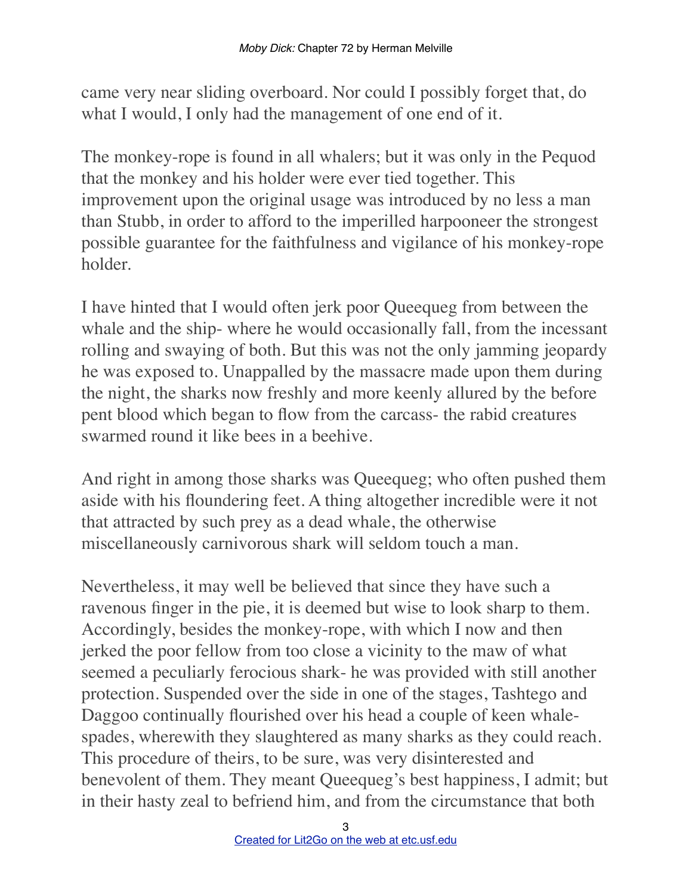came very near sliding overboard. Nor could I possibly forget that, do what I would, I only had the management of one end of it.

The monkey-rope is found in all whalers; but it was only in the Pequod that the monkey and his holder were ever tied together. This improvement upon the original usage was introduced by no less a man than Stubb, in order to afford to the imperilled harpooneer the strongest possible guarantee for the faithfulness and vigilance of his monkey-rope holder.

I have hinted that I would often jerk poor Queequeg from between the whale and the ship- where he would occasionally fall, from the incessant rolling and swaying of both. But this was not the only jamming jeopardy he was exposed to. Unappalled by the massacre made upon them during the night, the sharks now freshly and more keenly allured by the before pent blood which began to flow from the carcass- the rabid creatures swarmed round it like bees in a beehive.

And right in among those sharks was Queequeg; who often pushed them aside with his floundering feet. A thing altogether incredible were it not that attracted by such prey as a dead whale, the otherwise miscellaneously carnivorous shark will seldom touch a man.

Nevertheless, it may well be believed that since they have such a ravenous finger in the pie, it is deemed but wise to look sharp to them. Accordingly, besides the monkey-rope, with which I now and then jerked the poor fellow from too close a vicinity to the maw of what seemed a peculiarly ferocious shark- he was provided with still another protection. Suspended over the side in one of the stages, Tashtego and Daggoo continually flourished over his head a couple of keen whale-spades, wherewith they slaughtered as many sharks as they could reach. This procedure of theirs, to be sure, was very disinterested and benevolent of them. They meant Queequeg's best happiness, I admit; but in their hasty zeal to befriend him, and from the circumstance that both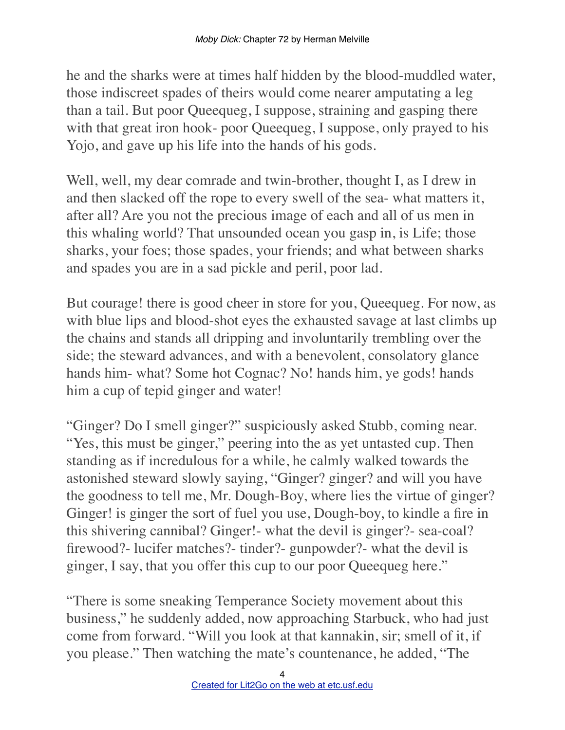he and the sharks were at times half hidden by the blood-muddled water, those indiscreet spades of theirs would come nearer amputating a leg than a tail. But poor Queequeg, I suppose, straining and gasping there with that great iron hook- poor Queequeg, I suppose, only prayed to his Yojo, and gave up his life into the hands of his gods.

Well, well, my dear comrade and twin-brother, thought I, as I drew in and then slacked off the rope to every swell of the sea- what matters it, after all? Are you not the precious image of each and all of us men in this whaling world? That unsounded ocean you gasp in, is Life; those sharks, your foes; those spades, your friends; and what between sharks and spades you are in a sad pickle and peril, poor lad.

But courage! there is good cheer in store for you, Queequeg. For now, as with blue lips and blood-shot eyes the exhausted savage at last climbs up the chains and stands all dripping and involuntarily trembling over the side; the steward advances, and with a benevolent, consolatory glance hands him- what? Some hot Cognac? No! hands him, ye gods! hands him a cup of tepid ginger and water!

"Ginger? Do I smell ginger?" suspiciously asked Stubb, coming near. "Yes, this must be ginger," peering into the as yet untasted cup. Then standing as if incredulous for a while, he calmly walked towards the astonished steward slowly saying, "Ginger? ginger? and will you have the goodness to tell me, Mr. Dough-Boy, where lies the virtue of ginger? Ginger! is ginger the sort of fuel you use, Dough-boy, to kindle a fire in this shivering cannibal? Ginger!- what the devil is ginger?- sea-coal? firewood?- lucifer matches?- tinder?- gunpowder?- what the devil is ginger, I say, that you offer this cup to our poor Queequeg here."

"There is some sneaking Temperance Society movement about this business," he suddenly added, now approaching Starbuck, who had just come from forward. "Will you look at that kannakin, sir; smell of it, if you please." Then watching the mate's countenance, he added, "The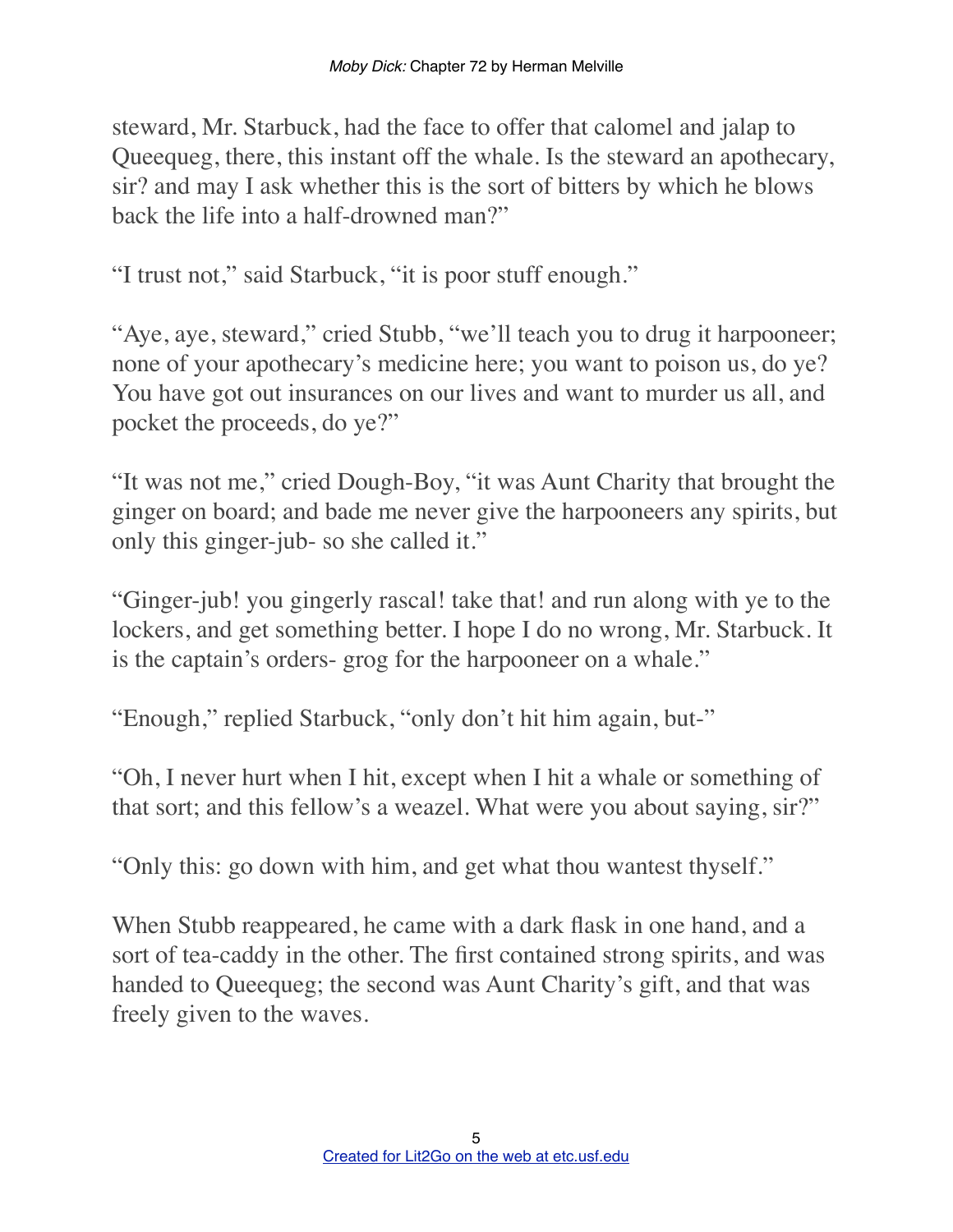steward, Mr. Starbuck, had the face to offer that calomel and jalap to Queequeg, there, this instant off the whale. Is the steward an apothecary, sir? and may I ask whether this is the sort of bitters by which he blows back the life into a half-drowned man?"

"I trust not," said Starbuck, "it is poor stuff enough."

"Aye, aye, steward," cried Stubb, "we'll teach you to drug it harpooneer; none of your apothecary's medicine here; you want to poison us, do ye? You have got out insurances on our lives and want to murder us all, and pocket the proceeds, do ye?"

"It was not me," cried Dough-Boy, "it was Aunt Charity that brought the ginger on board; and bade me never give the harpooneers any spirits, but only this ginger-jub- so she called it."

"Ginger-jub! you gingerly rascal! take that! and run along with ye to the lockers, and get something better. I hope I do no wrong, Mr. Starbuck. It is the captain's orders- grog for the harpooneer on a whale."

"Enough," replied Starbuck, "only don't hit him again, but-"

"Oh, I never hurt when I hit, except when I hit a whale or something of that sort; and this fellow's a weazel. What were you about saying, sir?"

"Only this: go down with him, and get what thou wantest thyself."

When Stubb reappeared, he came with a dark flask in one hand, and a sort of tea-caddy in the other. The first contained strong spirits, and was handed to Queequeg; the second was Aunt Charity's gift, and that was freely given to the waves.